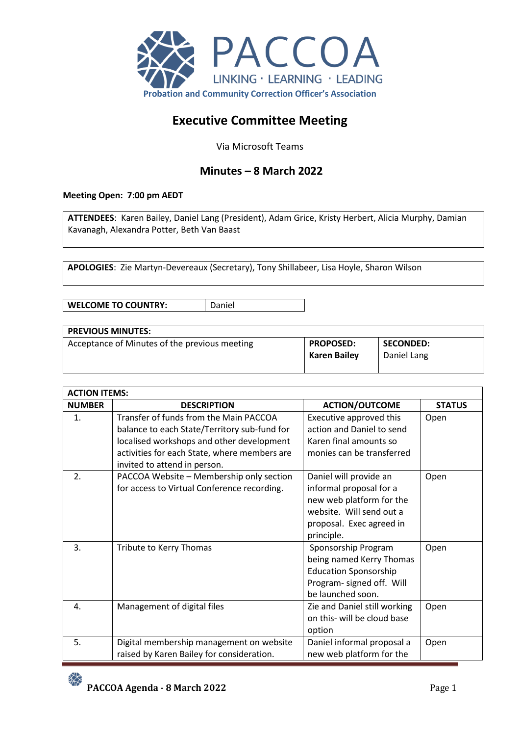PACCOA

LINKING · LEARNING · LEADING

Probation and Community Correction Officer's Association

# Executive Committee Meeting

Via Microsoft Teams

## Minutes – 8 March 2022

**Meeting Open: 7:00 pm AEDT**

**ATTENDEES**: Karen Bailey, Daniel Lang (President), Adam Grice, Kristy Herbert, Alicia Murphy, Damian Kavanagh, Alexandra Potter, Beth Van Baast

**APOLOGIES**: Zie Martyn-Devereaux (Secretary), Tony Shillabeer, Lisa Hoyle, Sharon Wilson

| **WELCOME TO COUNTRY:** | Daniel |
|---|---|

| **PREVIOUS MINUTES:** | | |
|---|---|---|
| Acceptance of Minutes of the previous meeting | **PROPOSED:** **Karen Bailey** | **SECONDED:** Daniel Lang |

| **ACTION ITEMS:** | | | |
|---|---|---|---|
| **NUMBER** | **DESCRIPTION** | **ACTION/OUTCOME** | **STATUS** |
| 1. | Transfer of funds from the Main PACCOA balance to each State/Territory sub-fund for localised workshops and other development activities for each State, where members are invited to attend in person. | Executive approved this action and Daniel to send Karen final amounts so monies can be transferred | Open |
| 2. | PACCOA Website – Membership only section for access to Virtual Conference recording. | Daniel will provide an informal proposal for a new web platform for the website. Will send out a proposal. Exec agreed in principle. | Open |
| 3. | Tribute to Kerry Thomas | Sponsorship Program being named Kerry Thomas Education Sponsorship Program- signed off. Will be launched soon. | Open |
| 4. | Management of digital files | Zie and Daniel still working on this- will be cloud base option | Open |
| 5. | Digital membership management on website raised by Karen Bailey for consideration. | Daniel informal proposal a new web platform for the | Open |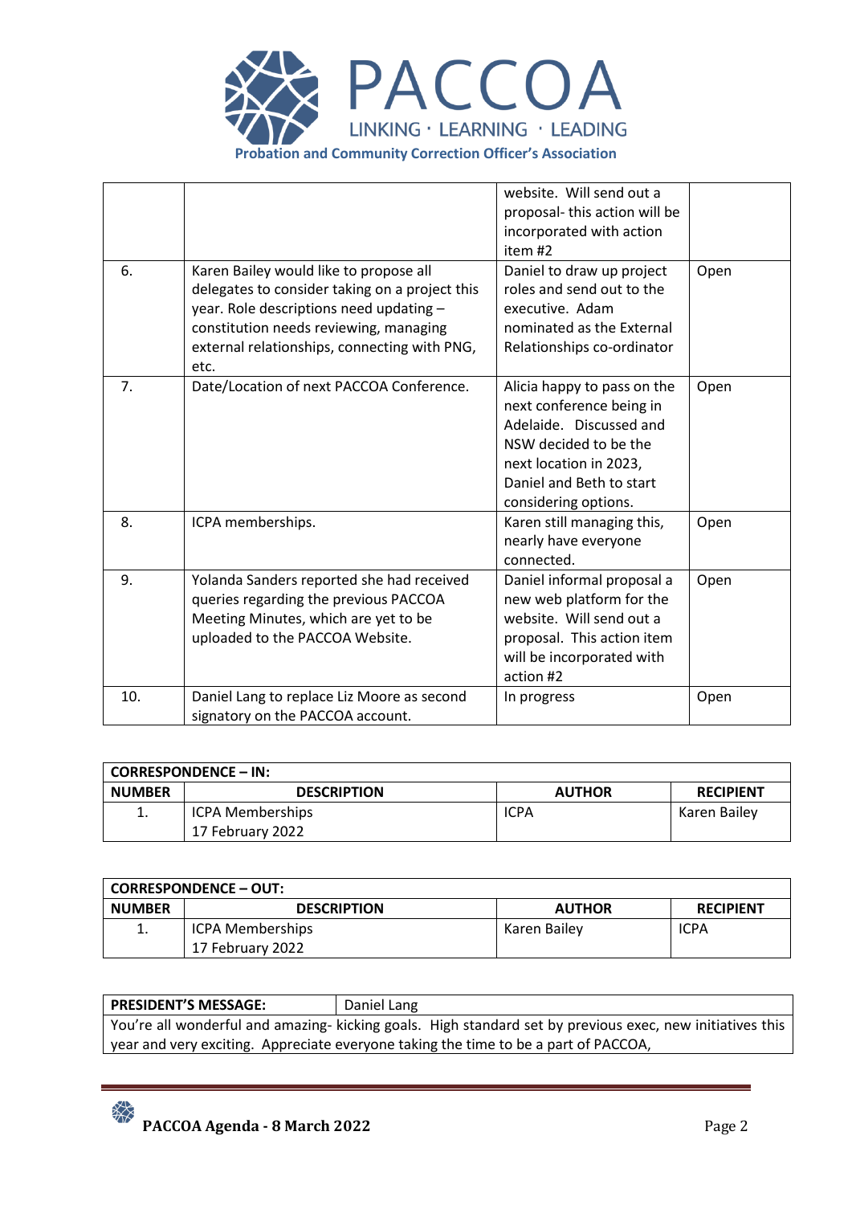| | | website. Will send out a proposal- this action will be incorporated with action item #2 | |
|---|---|---|---|
| 6. | Karen Bailey would like to propose all delegates to consider taking on a project this year. Role descriptions need updating – constitution needs reviewing, managing external relationships, connecting with PNG, etc. | Daniel to draw up project roles and send out to the executive. Adam nominated as the External Relationships co-ordinator | Open |
| 7. | Date/Location of next PACCOA Conference. | Alicia happy to pass on the next conference being in Adelaide. Discussed and NSW decided to be the next location in 2023, Daniel and Beth to start considering options. | Open |
| 8. | ICPA memberships. | Karen still managing this, nearly have everyone connected. | Open |
| 9. | Yolanda Sanders reported she had received queries regarding the previous PACCOA Meeting Minutes, which are yet to be uploaded to the PACCOA Website. | Daniel informal proposal a new web platform for the website. Will send out a proposal. This action item will be incorporated with action #2 | Open |
| 10. | Daniel Lang to replace Liz Moore as second signatory on the PACCOA account. | In progress | Open |

| **CORRESPONDENCE – IN:** | | | |
|---|---|---|---|
| **NUMBER** | **DESCRIPTION** | **AUTHOR** | **RECIPIENT** |
| 1. | ICPA Memberships<br>17 February 2022 | ICPA | Karen Bailey |

| **CORRESPONDENCE – OUT:** | | | |
|---|---|---|---|
| **NUMBER** | **DESCRIPTION** | **AUTHOR** | **RECIPIENT** |
| 1. | ICPA Memberships<br>17 February 2022 | Karen Bailey | ICPA |

| **PRESIDENT'S MESSAGE:** | Daniel Lang |
|---|---|
| You're all wonderful and amazing- kicking goals. High standard set by previous exec, new initiatives this year and very exciting. Appreciate everyone taking the time to be a part of PACCOA, | |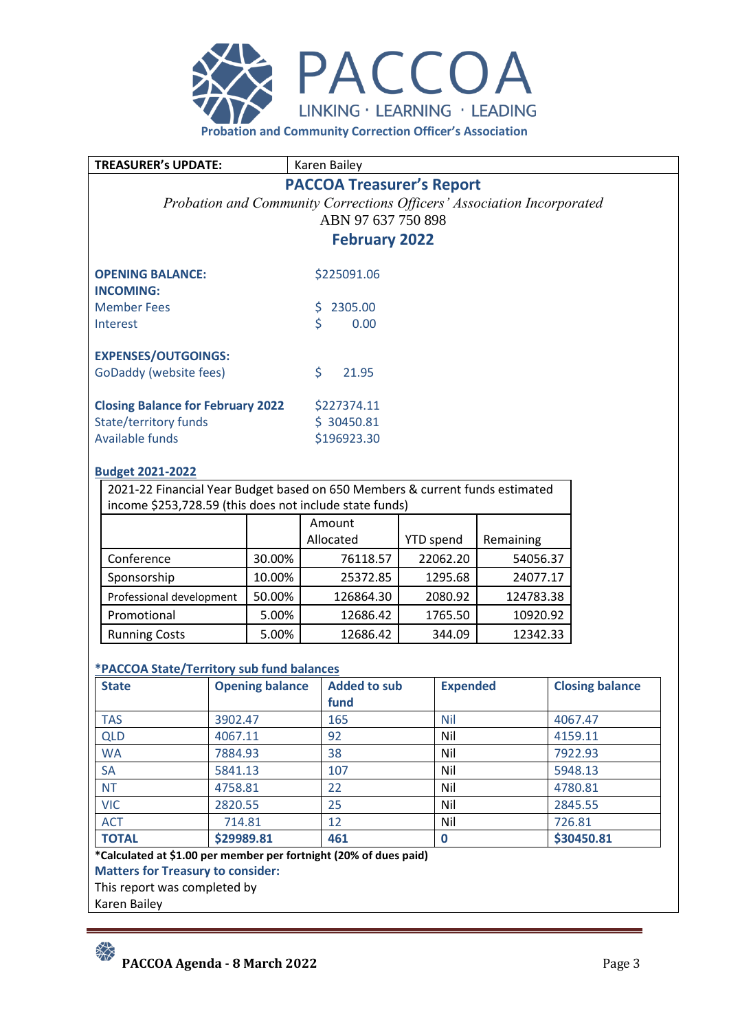# PACCOA

LINKING · LEARNING · LEADING

**Probation and Community Correction Officer's Association**

| **TREASURER's UPDATE:** | Karen Bailey |
|---|---|

## PACCOA Treasurer's Report

*Probation and Community Corrections Officers' Association Incorporated*

ABN 97 637 750 898

### February 2022

**OPENING BALANCE:** $225091.06

**INCOMING:**

Member Fees $ 2305.00

Interest $ 0.00

**EXPENSES/OUTGOINGS:**

GoDaddy (website fees) $ 21.95

**Closing Balance for February 2022** $227374.11

State/territory funds $ 30450.81

Available funds $196923.30

**Budget 2021-2022**

2021-22 Financial Year Budget based on 650 Members & current funds estimated income $253,728.59 (this does not include state funds)

| | | Amount Allocated | YTD spend | Remaining |
|---|---|---|---|---|
| Conference | 30.00% | 76118.57 | 22062.20 | 54056.37 |
| Sponsorship | 10.00% | 25372.85 | 1295.68 | 24077.17 |
| Professional development | 50.00% | 126864.30 | 2080.92 | 124783.38 |
| Promotional | 5.00% | 12686.42 | 1765.50 | 10920.92 |
| Running Costs | 5.00% | 12686.42 | 344.09 | 12342.33 |

**\*PACCOA State/Territory sub fund balances**

| State | Opening balance | Added to sub fund | Expended | Closing balance |
|---|---|---|---|---|
| TAS | 3902.47 | 165 | Nil | 4067.47 |
| QLD | 4067.11 | 92 | Nil | 4159.11 |
| WA | 7884.93 | 38 | Nil | 7922.93 |
| SA | 5841.13 | 107 | Nil | 5948.13 |
| NT | 4758.81 | 22 | Nil | 4780.81 |
| VIC | 2820.55 | 25 | Nil | 2845.55 |
| ACT | 714.81 | 12 | Nil | 726.81 |
| **TOTAL** | **$29989.81** | **461** | **0** | **$30450.81** |

**\*Calculated at $1.00 per member per fortnight (20% of dues paid)**

**Matters for Treasury to consider:**

This report was completed by

Karen Bailey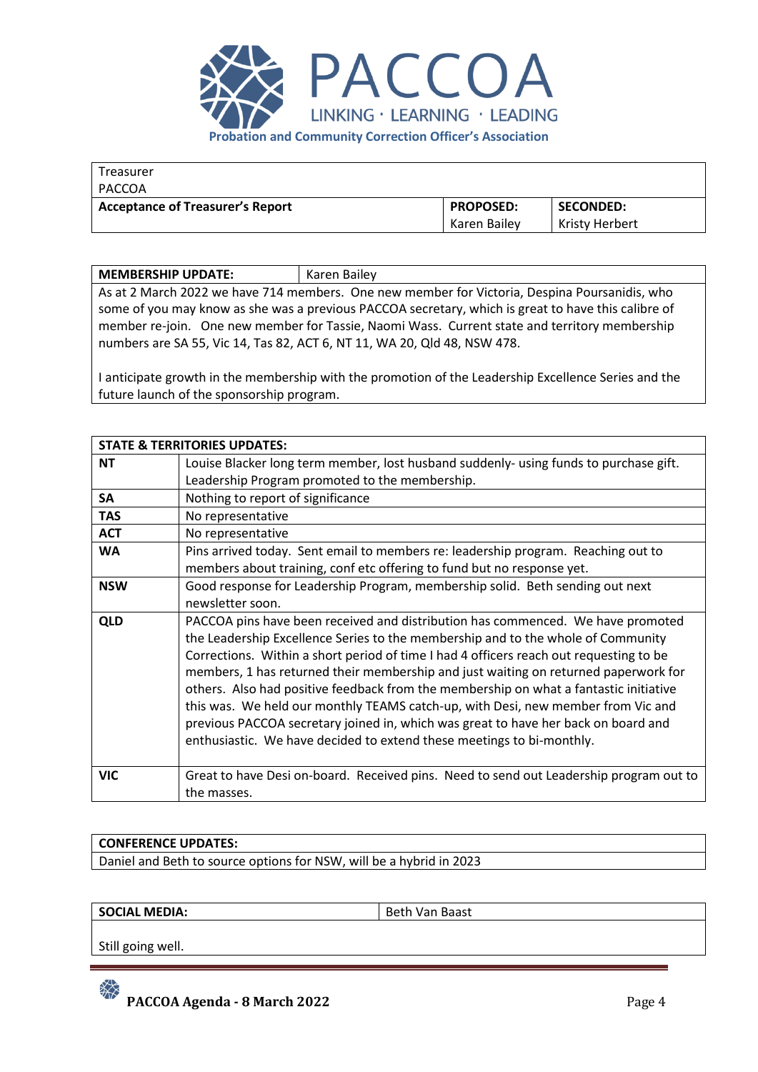# PACCOA

LINKING · LEARNING · LEADING

**Probation and Community Correction Officer's Association**

| Treasurer<br>PACCOA | | |
|---|---|---|
| **Acceptance of Treasurer's Report** | **PROPOSED:**<br>Karen Bailey | **SECONDED:**<br>Kristy Herbert |

| **MEMBERSHIP UPDATE:** | Karen Bailey |
|---|---|
| As at 2 March 2022 we have 714 members. One new member for Victoria, Despina Poursanidis, who some of you may know as she was a previous PACCOA secretary, which is great to have this calibre of member re-join. One new member for Tassie, Naomi Wass. Current state and territory membership numbers are SA 55, Vic 14, Tas 82, ACT 6, NT 11, WA 20, Qld 48, NSW 478.<br><br>I anticipate growth in the membership with the promotion of the Leadership Excellence Series and the future launch of the sponsorship program. | |

| **STATE & TERRITORIES UPDATES:** | |
|---|---|
| **NT** | Louise Blacker long term member, lost husband suddenly- using funds to purchase gift. Leadership Program promoted to the membership. |
| **SA** | Nothing to report of significance |
| **TAS** | No representative |
| **ACT** | No representative |
| **WA** | Pins arrived today. Sent email to members re: leadership program. Reaching out to members about training, conf etc offering to fund but no response yet. |
| **NSW** | Good response for Leadership Program, membership solid. Beth sending out next newsletter soon. |
| **QLD** | PACCOA pins have been received and distribution has commenced. We have promoted the Leadership Excellence Series to the membership and to the whole of Community Corrections. Within a short period of time I had 4 officers reach out requesting to be members, 1 has returned their membership and just waiting on returned paperwork for others. Also had positive feedback from the membership on what a fantastic initiative this was. We held our monthly TEAMS catch-up, with Desi, new member from Vic and previous PACCOA secretary joined in, which was great to have her back on board and enthusiastic. We have decided to extend these meetings to bi-monthly. |
| **VIC** | Great to have Desi on-board. Received pins. Need to send out Leadership program out to the masses. |

| **CONFERENCE UPDATES:** |
|---|
| Daniel and Beth to source options for NSW, will be a hybrid in 2023 |

| **SOCIAL MEDIA:** | Beth Van Baast |
|---|---|
| Still going well. | |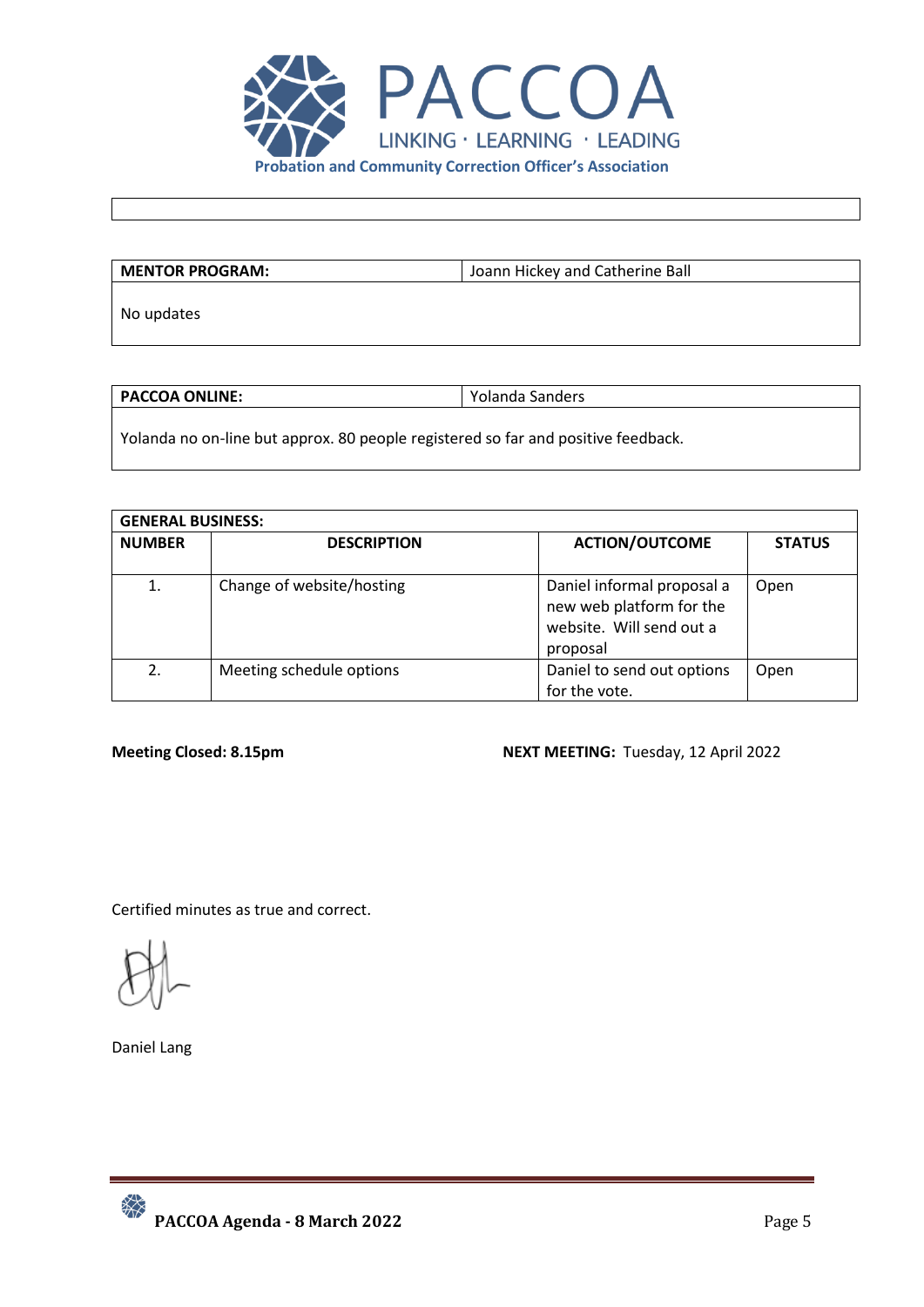PACCOA

LINKING · LEARNING · LEADING

**Probation and Community Correction Officer's Association**

| **MENTOR PROGRAM:** | Joann Hickey and Catherine Ball |
| --- | --- |
| No updates | |

| **PACCOA ONLINE:** | Yolanda Sanders |
| --- | --- |
| Yolanda no on-line but approx. 80 people registered so far and positive feedback. | |

**GENERAL BUSINESS:**

| **NUMBER** | **DESCRIPTION** | **ACTION/OUTCOME** | **STATUS** |
| --- | --- | --- | --- |
| 1. | Change of website/hosting | Daniel informal proposal a new web platform for the website. Will send out a proposal | Open |
| 2. | Meeting schedule options | Daniel to send out options for the vote. | Open |

**Meeting Closed: 8.15pm**

**NEXT MEETING:** Tuesday, 12 April 2022

Certified minutes as true and correct.

Daniel Lang